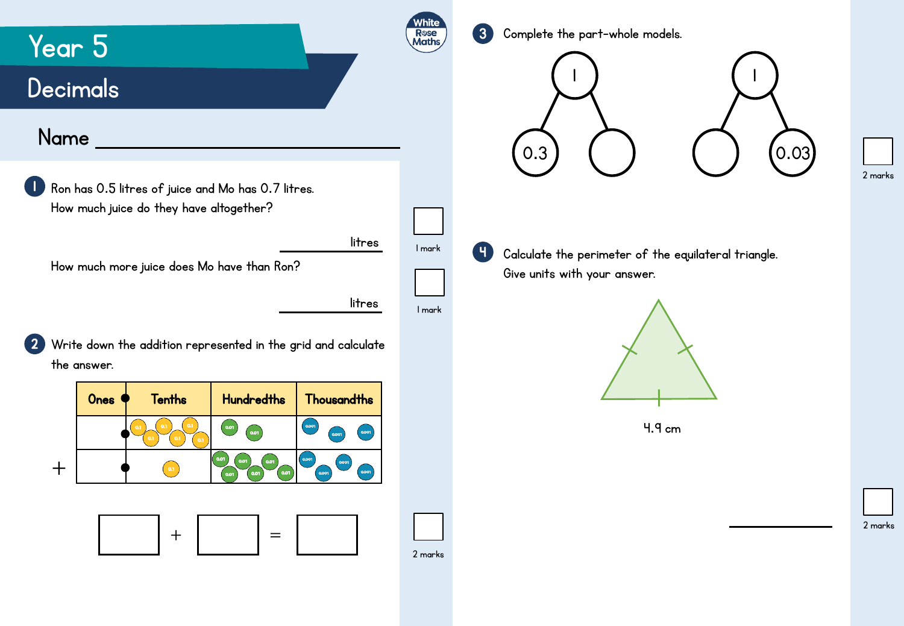# Year 5

## Decimals

Name ____________________

**1** Ron has 0.5 litres of juice and Mo has 0.7 litres.
How much juice do they have altogether?

__________ litres

1 mark

How much more juice does Mo have than Ron?

__________ litres

1 mark

**2** Write down the addition represented in the grid and calculate the answer.

| | Ones | Tenths | Hundredths | Thousandths |
|---|---|---|---|---|
| | | 0.1, 0.1, 0.1, 0.1, 0.1, 0.1 | 0.01, 0.01 | 0.001, 0.001, 0.001 |
| + | | 0.1 | 0.01, 0.01, 0.01, 0.01, 0.01, 0.01 | 0.001, 0.001, 0.001, 0.001 |

☐ + ☐ = ☐

2 marks

**3** Complete the part-whole models.

Whole: 1; Parts: 0.3 and ☐

Whole: 1; Parts: ☐ and 0.03

2 marks

**4** Calculate the perimeter of the equilateral triangle.
Give units with your answer.

4.9 cm

__________

2 marks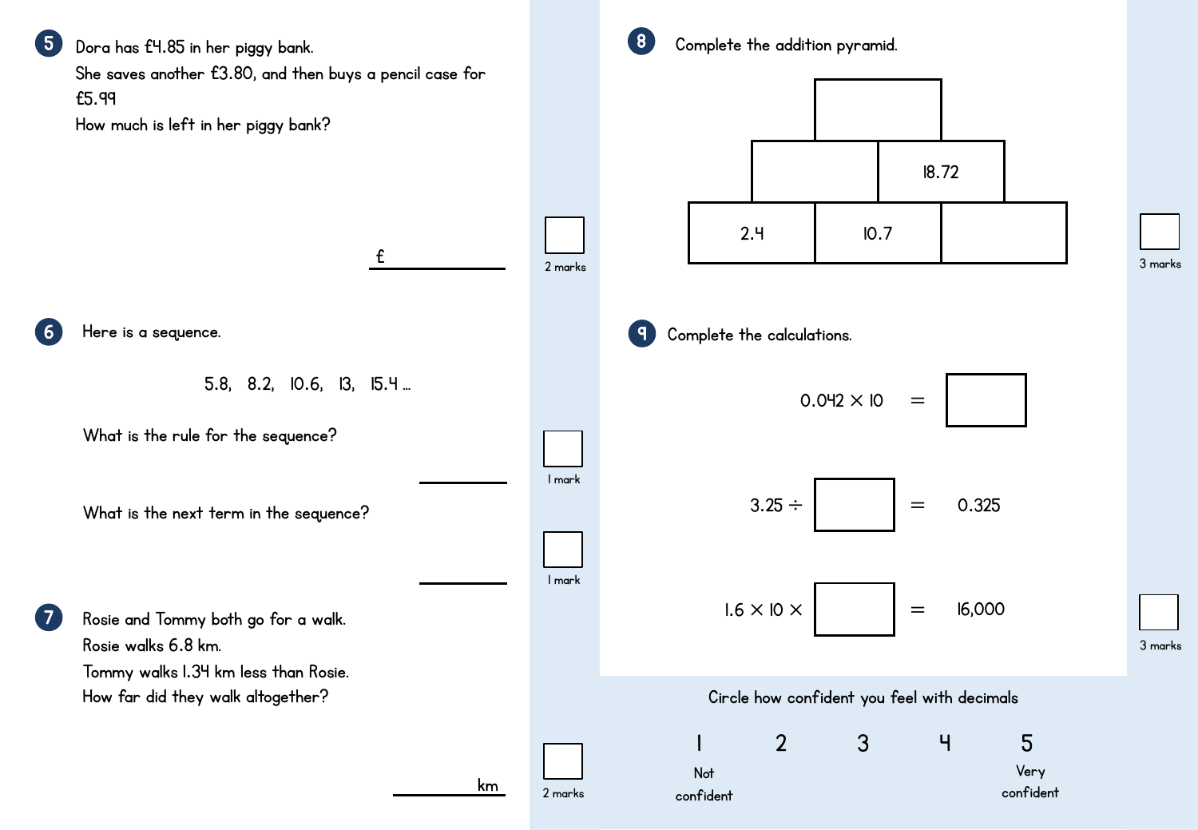**5** Dora has £4.85 in her piggy bank.
She saves another £3.80, and then buys a pencil case for £5.99
How much is left in her piggy bank?

£ ________

2 marks

**6** Here is a sequence.

5.8, 8.2, 10.6, 13, 15.4 …

What is the rule for the sequence?

________

1 mark

What is the next term in the sequence?

________

1 mark

**7** Rosie and Tommy both go for a walk.
Rosie walks 6.8 km.
Tommy walks 1.34 km less than Rosie.
How far did they walk altogether?

________ km

2 marks

**8** Complete the addition pyramid.

| | | |
|---|---|---|
| | ☐ | |
| ☐ | 18.72 | |
| 2.4 | 10.7 | ☐ |

3 marks

**9** Complete the calculations.

$0.042 \times 10 = ☐$

$3.25 \div ☐ = 0.325$

$1.6 \times 10 \times ☐ = 16{,}000$

3 marks

Circle how confident you feel with decimals

1 (Not confident) 2 3 4 5 (Very confident)